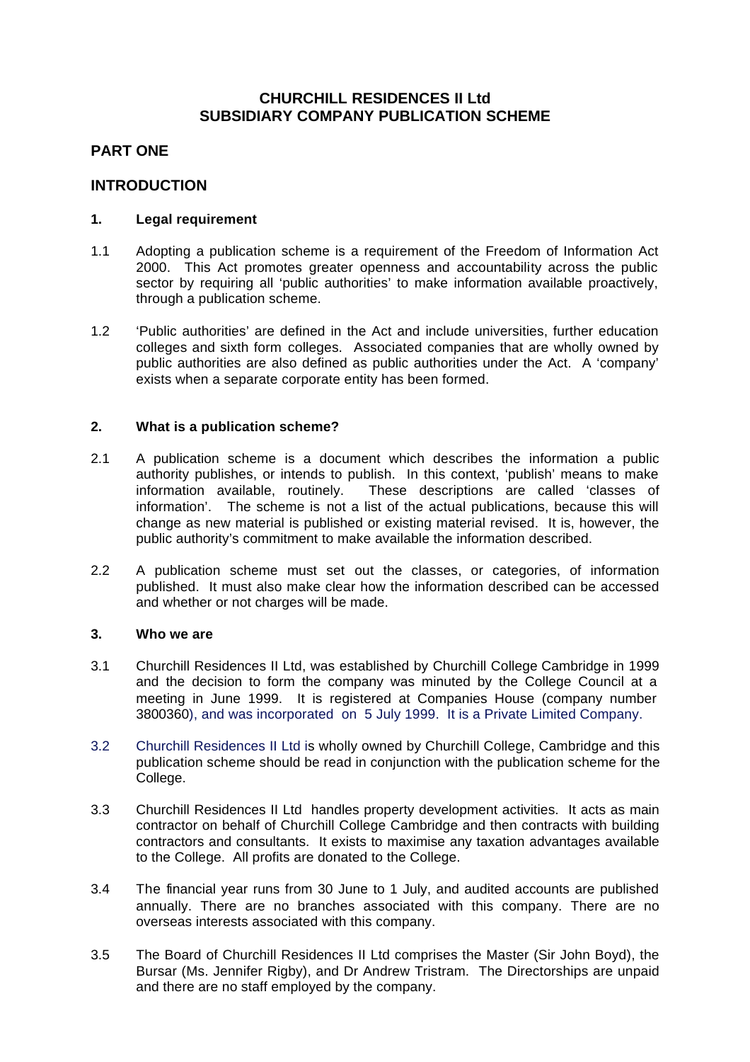# CHURCHILL RESIDENCES II Ltd
# SUBSIDIARY COMPANY PUBLICATION SCHEME

## PART ONE

## INTRODUCTION

### 1. Legal requirement

1.1 Adopting a publication scheme is a requirement of the Freedom of Information Act 2000. This Act promotes greater openness and accountability across the public sector by requiring all 'public authorities' to make information available proactively, through a publication scheme.

1.2 'Public authorities' are defined in the Act and include universities, further education colleges and sixth form colleges. Associated companies that are wholly owned by public authorities are also defined as public authorities under the Act. A 'company' exists when a separate corporate entity has been formed.

### 2. What is a publication scheme?

2.1 A publication scheme is a document which describes the information a public authority publishes, or intends to publish. In this context, 'publish' means to make information available, routinely. These descriptions are called 'classes of information'. The scheme is not a list of the actual publications, because this will change as new material is published or existing material revised. It is, however, the public authority's commitment to make available the information described.

2.2 A publication scheme must set out the classes, or categories, of information published. It must also make clear how the information described can be accessed and whether or not charges will be made.

### 3. Who we are

3.1 Churchill Residences II Ltd, was established by Churchill College Cambridge in 1999 and the decision to form the company was minuted by the College Council at a meeting in June 1999. It is registered at Companies House (company number 3800360), and was incorporated on 5 July 1999. It is a Private Limited Company.

3.2 Churchill Residences II Ltd is wholly owned by Churchill College, Cambridge and this publication scheme should be read in conjunction with the publication scheme for the College.

3.3 Churchill Residences II Ltd handles property development activities. It acts as main contractor on behalf of Churchill College Cambridge and then contracts with building contractors and consultants. It exists to maximise any taxation advantages available to the College. All profits are donated to the College.

3.4 The financial year runs from 30 June to 1 July, and audited accounts are published annually. There are no branches associated with this company. There are no overseas interests associated with this company.

3.5 The Board of Churchill Residences II Ltd comprises the Master (Sir John Boyd), the Bursar (Ms. Jennifer Rigby), and Dr Andrew Tristram. The Directorships are unpaid and there are no staff employed by the company.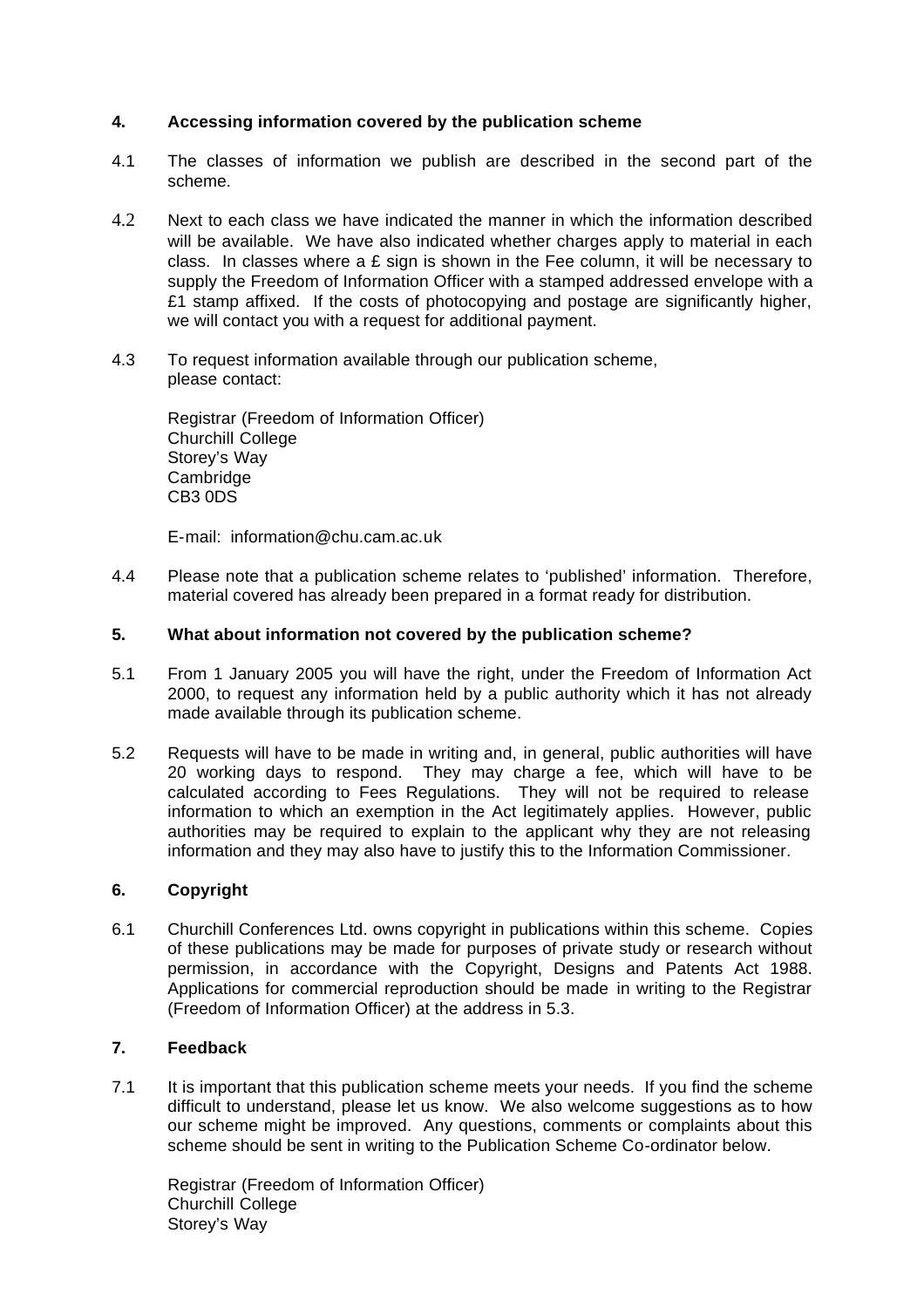## 4. Accessing information covered by the publication scheme

4.1 The classes of information we publish are described in the second part of the scheme.

4.2 Next to each class we have indicated the manner in which the information described will be available. We have also indicated whether charges apply to material in each class. In classes where a £ sign is shown in the Fee column, it will be necessary to supply the Freedom of Information Officer with a stamped addressed envelope with a £1 stamp affixed. If the costs of photocopying and postage are significantly higher, we will contact you with a request for additional payment.

4.3 To request information available through our publication scheme, please contact:

Registrar (Freedom of Information Officer)
Churchill College
Storey's Way
Cambridge
CB3 0DS

E-mail: information@chu.cam.ac.uk

4.4 Please note that a publication scheme relates to 'published' information. Therefore, material covered has already been prepared in a format ready for distribution.

## 5. What about information not covered by the publication scheme?

5.1 From 1 January 2005 you will have the right, under the Freedom of Information Act 2000, to request any information held by a public authority which it has not already made available through its publication scheme.

5.2 Requests will have to be made in writing and, in general, public authorities will have 20 working days to respond. They may charge a fee, which will have to be calculated according to Fees Regulations. They will not be required to release information to which an exemption in the Act legitimately applies. However, public authorities may be required to explain to the applicant why they are not releasing information and they may also have to justify this to the Information Commissioner.

## 6. Copyright

6.1 Churchill Conferences Ltd. owns copyright in publications within this scheme. Copies of these publications may be made for purposes of private study or research without permission, in accordance with the Copyright, Designs and Patents Act 1988. Applications for commercial reproduction should be made in writing to the Registrar (Freedom of Information Officer) at the address in 5.3.

## 7. Feedback

7.1 It is important that this publication scheme meets your needs. If you find the scheme difficult to understand, please let us know. We also welcome suggestions as to how our scheme might be improved. Any questions, comments or complaints about this scheme should be sent in writing to the Publication Scheme Co-ordinator below.

Registrar (Freedom of Information Officer)
Churchill College
Storey's Way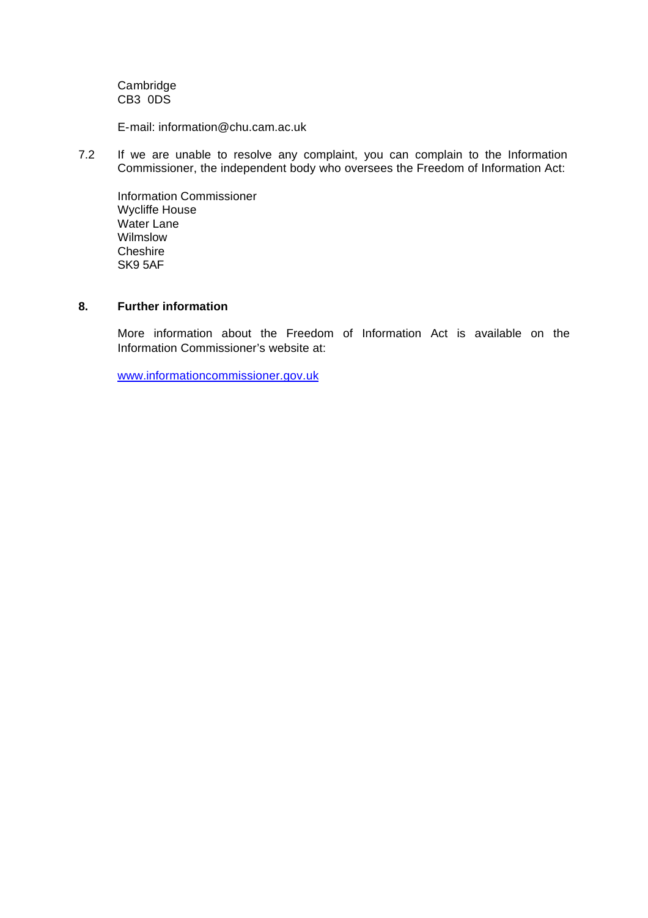Cambridge
CB3 0DS

E-mail: information@chu.cam.ac.uk

7.2 If we are unable to resolve any complaint, you can complain to the Information Commissioner, the independent body who oversees the Freedom of Information Act:

Information Commissioner
Wycliffe House
Water Lane
Wilmslow
Cheshire
SK9 5AF

## 8. Further information

More information about the Freedom of Information Act is available on the Information Commissioner's website at:

[www.informationcommissioner.gov.uk](http://www.informationcommissioner.gov.uk)